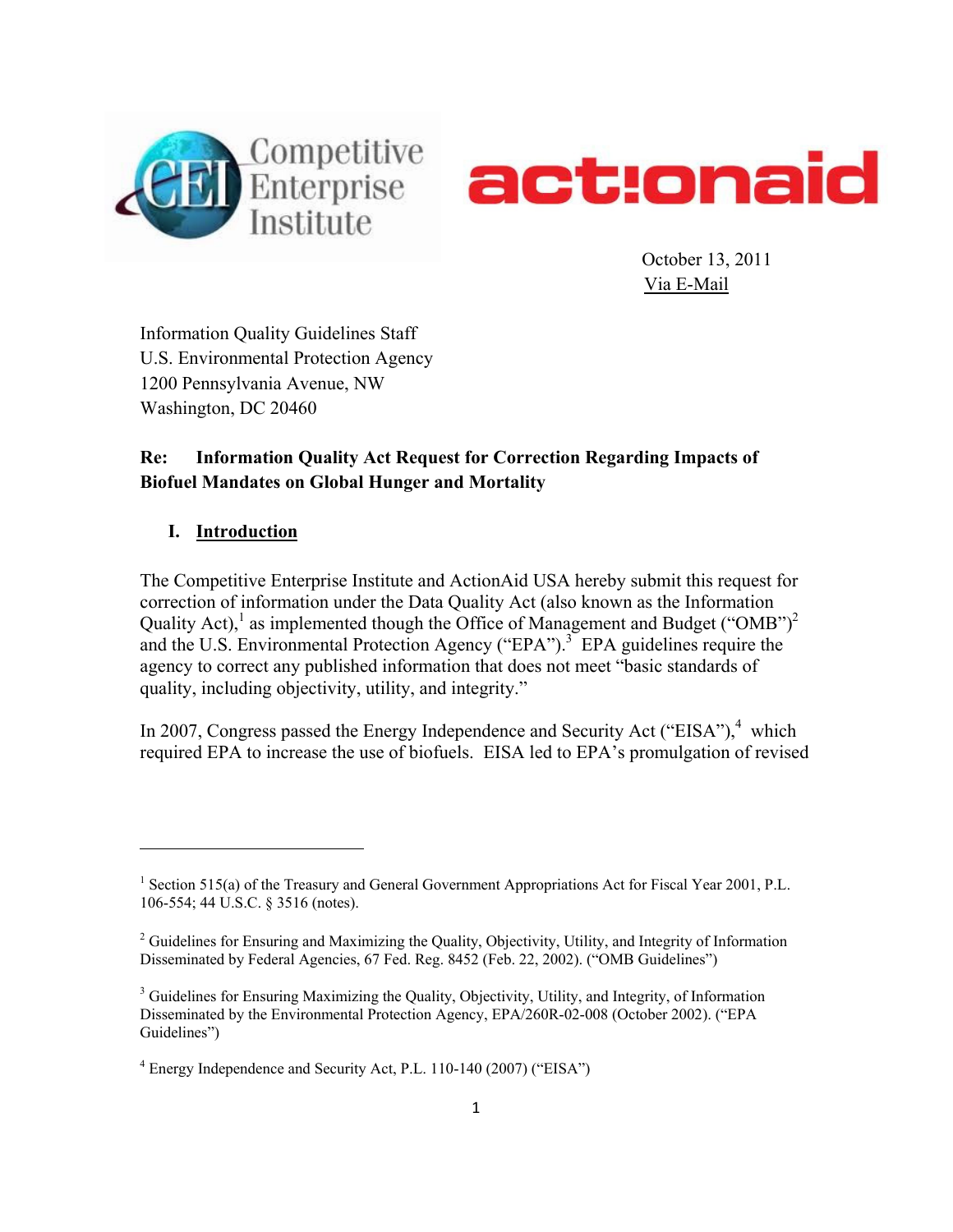Competitive Enterprise Institute

actionaid

October 13, 2011
Via E-Mail

Information Quality Guidelines Staff
U.S. Environmental Protection Agency
1200 Pennsylvania Avenue, NW
Washington, DC 20460

**Re: Information Quality Act Request for Correction Regarding Impacts of Biofuel Mandates on Global Hunger and Mortality**

## I. Introduction

The Competitive Enterprise Institute and ActionAid USA hereby submit this request for correction of information under the Data Quality Act (also known as the Information Quality Act),[1] as implemented though the Office of Management and Budget ("OMB")[2] and the U.S. Environmental Protection Agency ("EPA").[3] EPA guidelines require the agency to correct any published information that does not meet "basic standards of quality, including objectivity, utility, and integrity."

In 2007, Congress passed the Energy Independence and Security Act ("EISA"),[4] which required EPA to increase the use of biofuels. EISA led to EPA's promulgation of revised

---

[1] Section 515(a) of the Treasury and General Government Appropriations Act for Fiscal Year 2001, P.L. 106-554; 44 U.S.C. § 3516 (notes).

[2] Guidelines for Ensuring and Maximizing the Quality, Objectivity, Utility, and Integrity of Information Disseminated by Federal Agencies, 67 Fed. Reg. 8452 (Feb. 22, 2002). ("OMB Guidelines")

[3] Guidelines for Ensuring Maximizing the Quality, Objectivity, Utility, and Integrity, of Information Disseminated by the Environmental Protection Agency, EPA/260R-02-008 (October 2002). ("EPA Guidelines")

[4] Energy Independence and Security Act, P.L. 110-140 (2007) ("EISA")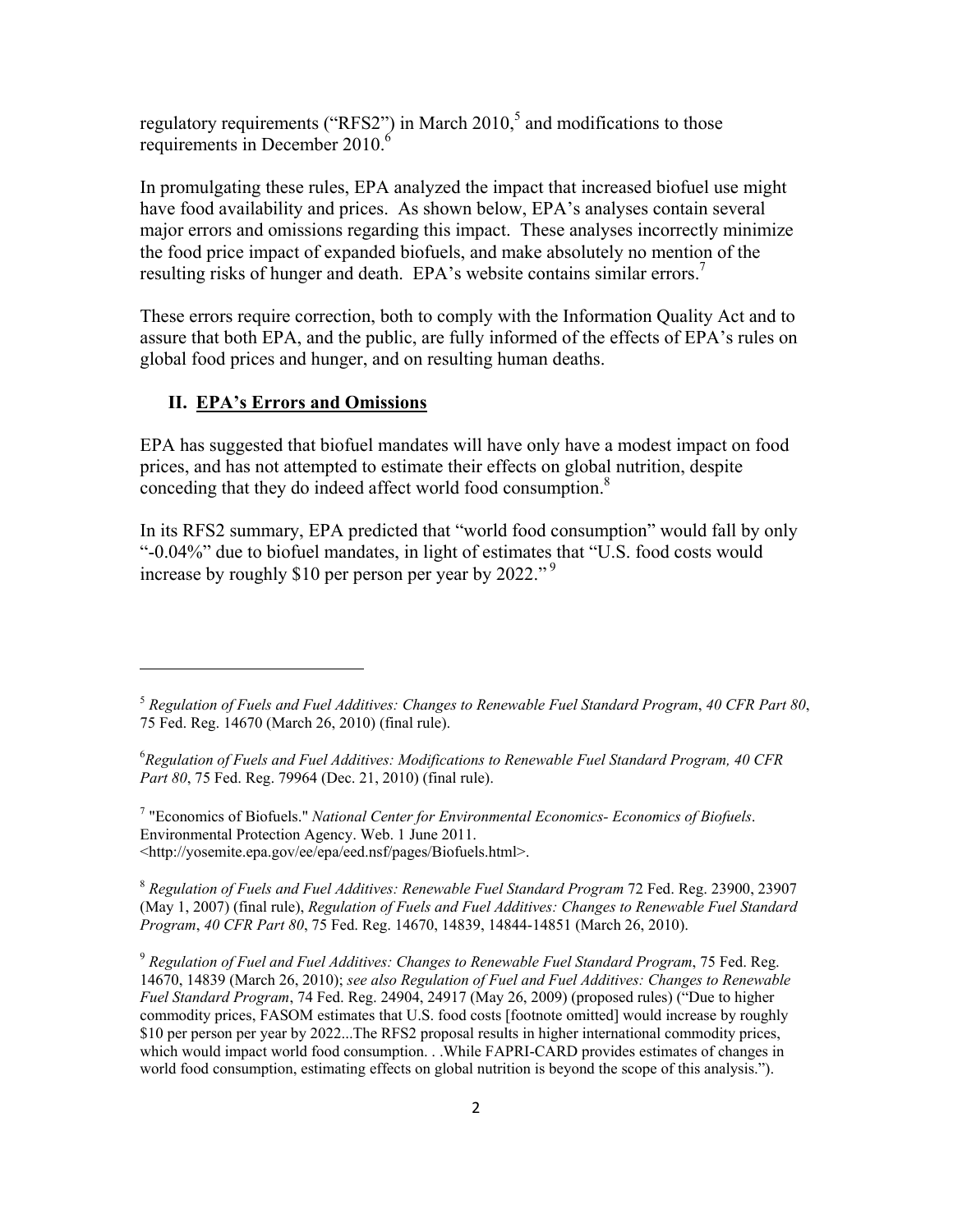regulatory requirements ("RFS2") in March 2010,[5] and modifications to those requirements in December 2010.[6]

In promulgating these rules, EPA analyzed the impact that increased biofuel use might have food availability and prices. As shown below, EPA's analyses contain several major errors and omissions regarding this impact. These analyses incorrectly minimize the food price impact of expanded biofuels, and make absolutely no mention of the resulting risks of hunger and death. EPA's website contains similar errors.[7]

These errors require correction, both to comply with the Information Quality Act and to assure that both EPA, and the public, are fully informed of the effects of EPA's rules on global food prices and hunger, and on resulting human deaths.

## II. <u>EPA's Errors and Omissions</u>

EPA has suggested that biofuel mandates will have only have a modest impact on food prices, and has not attempted to estimate their effects on global nutrition, despite conceding that they do indeed affect world food consumption.[8]

In its RFS2 summary, EPA predicted that "world food consumption" would fall by only "-0.04%" due to biofuel mandates, in light of estimates that "U.S. food costs would increase by roughly $10 per person per year by 2022."[9]

---

[5] *Regulation of Fuels and Fuel Additives: Changes to Renewable Fuel Standard Program*, *40 CFR Part 80*, 75 Fed. Reg. 14670 (March 26, 2010) (final rule).

[6] *Regulation of Fuels and Fuel Additives: Modifications to Renewable Fuel Standard Program, 40 CFR Part 80*, 75 Fed. Reg. 79964 (Dec. 21, 2010) (final rule).

[7] "Economics of Biofuels." *National Center for Environmental Economics- Economics of Biofuels*. Environmental Protection Agency. Web. 1 June 2011. <http://yosemite.epa.gov/ee/epa/eed.nsf/pages/Biofuels.html>.

[8] *Regulation of Fuels and Fuel Additives: Renewable Fuel Standard Program* 72 Fed. Reg. 23900, 23907 (May 1, 2007) (final rule), *Regulation of Fuels and Fuel Additives: Changes to Renewable Fuel Standard Program*, *40 CFR Part 80*, 75 Fed. Reg. 14670, 14839, 14844-14851 (March 26, 2010).

[9] *Regulation of Fuel and Fuel Additives: Changes to Renewable Fuel Standard Program*, 75 Fed. Reg. 14670, 14839 (March 26, 2010); *see also Regulation of Fuel and Fuel Additives: Changes to Renewable Fuel Standard Program*, 74 Fed. Reg. 24904, 24917 (May 26, 2009) (proposed rules) ("Due to higher commodity prices, FASOM estimates that U.S. food costs [footnote omitted] would increase by roughly $10 per person per year by 2022...The RFS2 proposal results in higher international commodity prices, which would impact world food consumption. . .While FAPRI-CARD provides estimates of changes in world food consumption, estimating effects on global nutrition is beyond the scope of this analysis.").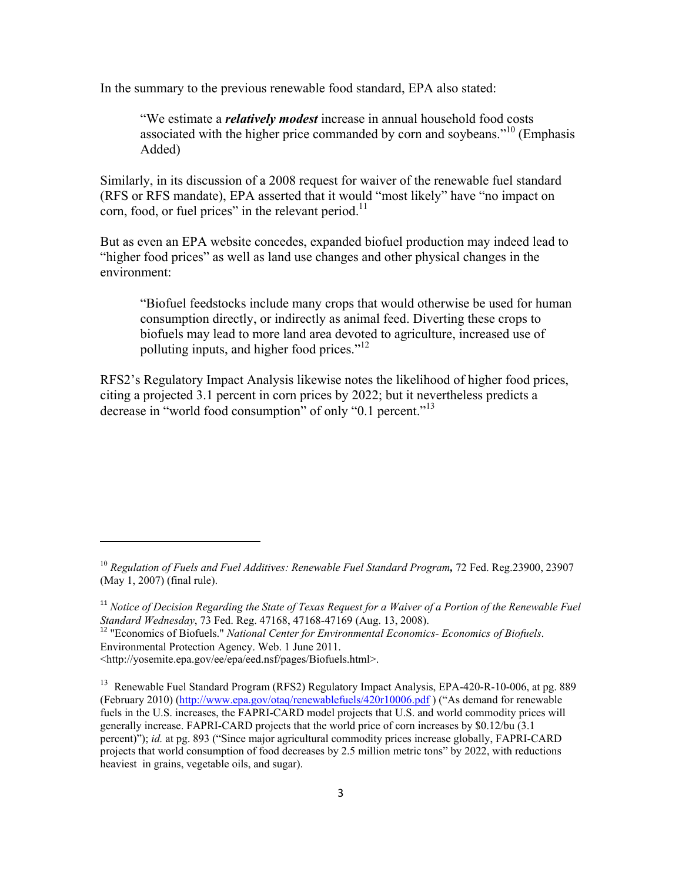In the summary to the previous renewable food standard, EPA also stated:

> "We estimate a ***relatively modest*** increase in annual household food costs associated with the higher price commanded by corn and soybeans."[10] (Emphasis Added)

Similarly, in its discussion of a 2008 request for waiver of the renewable fuel standard (RFS or RFS mandate), EPA asserted that it would "most likely" have "no impact on corn, food, or fuel prices" in the relevant period.[11]

But as even an EPA website concedes, expanded biofuel production may indeed lead to "higher food prices" as well as land use changes and other physical changes in the environment:

> "Biofuel feedstocks include many crops that would otherwise be used for human consumption directly, or indirectly as animal feed. Diverting these crops to biofuels may lead to more land area devoted to agriculture, increased use of polluting inputs, and higher food prices."[12]

RFS2's Regulatory Impact Analysis likewise notes the likelihood of higher food prices, citing a projected 3.1 percent in corn prices by 2022; but it nevertheless predicts a decrease in "world food consumption" of only "0.1 percent."[13]

---

[10] *Regulation of Fuels and Fuel Additives: Renewable Fuel Standard Program*, 72 Fed. Reg.23900, 23907 (May 1, 2007) (final rule).

[11] *Notice of Decision Regarding the State of Texas Request for a Waiver of a Portion of the Renewable Fuel Standard Wednesday*, 73 Fed. Reg. 47168, 47168-47169 (Aug. 13, 2008).

[12] "Economics of Biofuels." *National Center for Environmental Economics- Economics of Biofuels*. Environmental Protection Agency. Web. 1 June 2011. <http://yosemite.epa.gov/ee/epa/eed.nsf/pages/Biofuels.html>.

[13] Renewable Fuel Standard Program (RFS2) Regulatory Impact Analysis, EPA-420-R-10-006, at pg. 889 (February 2010) (http://www.epa.gov/otaq/renewablefuels/420r10006.pdf ) ("As demand for renewable fuels in the U.S. increases, the FAPRI-CARD model projects that U.S. and world commodity prices will generally increase. FAPRI-CARD projects that the world price of corn increases by $0.12/bu (3.1 percent)"); *id.* at pg. 893 ("Since major agricultural commodity prices increase globally, FAPRI-CARD projects that world consumption of food decreases by 2.5 million metric tons" by 2022, with reductions heaviest in grains, vegetable oils, and sugar).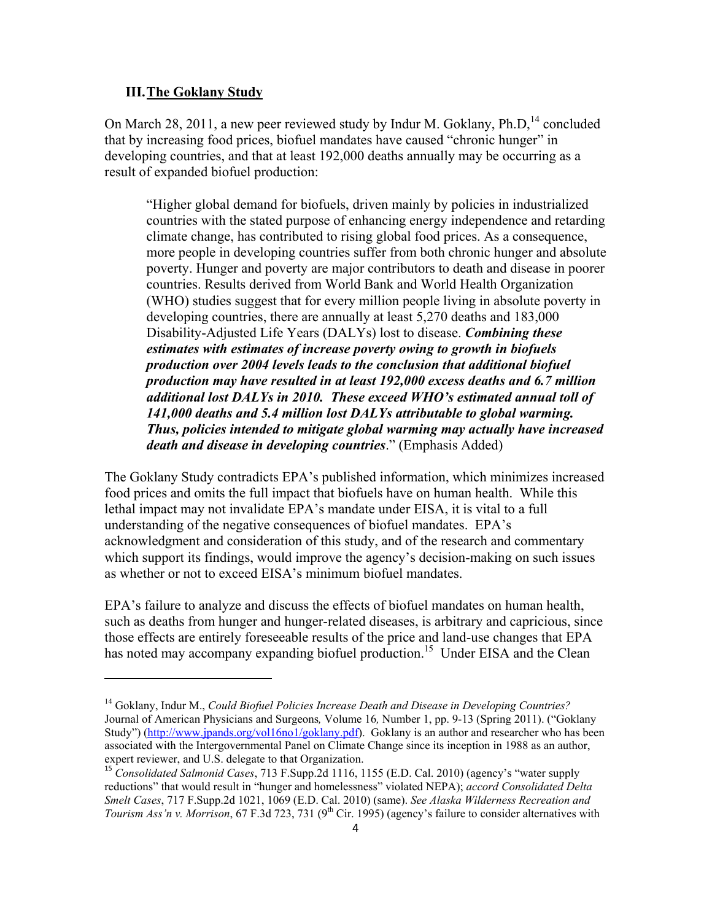### III. The Goklany Study

On March 28, 2011, a new peer reviewed study by Indur M. Goklany, Ph.D,[14] concluded that by increasing food prices, biofuel mandates have caused "chronic hunger" in developing countries, and that at least 192,000 deaths annually may be occurring as a result of expanded biofuel production:

> "Higher global demand for biofuels, driven mainly by policies in industrialized countries with the stated purpose of enhancing energy independence and retarding climate change, has contributed to rising global food prices. As a consequence, more people in developing countries suffer from both chronic hunger and absolute poverty. Hunger and poverty are major contributors to death and disease in poorer countries. Results derived from World Bank and World Health Organization (WHO) studies suggest that for every million people living in absolute poverty in developing countries, there are annually at least 5,270 deaths and 183,000 Disability-Adjusted Life Years (DALYs) lost to disease. ***Combining these estimates with estimates of increase poverty owing to growth in biofuels production over 2004 levels leads to the conclusion that additional biofuel production may have resulted in at least 192,000 excess deaths and 6.7 million additional lost DALYs in 2010. These exceed WHO's estimated annual toll of 141,000 deaths and 5.4 million lost DALYs attributable to global warming. Thus, policies intended to mitigate global warming may actually have increased death and disease in developing countries***." (Emphasis Added)

The Goklany Study contradicts EPA's published information, which minimizes increased food prices and omits the full impact that biofuels have on human health. While this lethal impact may not invalidate EPA's mandate under EISA, it is vital to a full understanding of the negative consequences of biofuel mandates. EPA's acknowledgment and consideration of this study, and of the research and commentary which support its findings, would improve the agency's decision-making on such issues as whether or not to exceed EISA's minimum biofuel mandates.

EPA's failure to analyze and discuss the effects of biofuel mandates on human health, such as deaths from hunger and hunger-related diseases, is arbitrary and capricious, since those effects are entirely foreseeable results of the price and land-use changes that EPA has noted may accompany expanding biofuel production.[15] Under EISA and the Clean

---

[14] Goklany, Indur M., *Could Biofuel Policies Increase Death and Disease in Developing Countries?* Journal of American Physicians and Surgeons*,* Volume 16*,* Number 1, pp. 9-13 (Spring 2011). ("Goklany Study") (http://www.jpands.org/vol16no1/goklany.pdf). Goklany is an author and researcher who has been associated with the Intergovernmental Panel on Climate Change since its inception in 1988 as an author, expert reviewer, and U.S. delegate to that Organization.

[15] *Consolidated Salmonid Cases*, 713 F.Supp.2d 1116, 1155 (E.D. Cal. 2010) (agency's "water supply reductions" that would result in "hunger and homelessness" violated NEPA); *accord Consolidated Delta Smelt Cases*, 717 F.Supp.2d 1021, 1069 (E.D. Cal. 2010) (same). *See Alaska Wilderness Recreation and Tourism Ass'n v. Morrison*, 67 F.3d 723, 731 (9th Cir. 1995) (agency's failure to consider alternatives with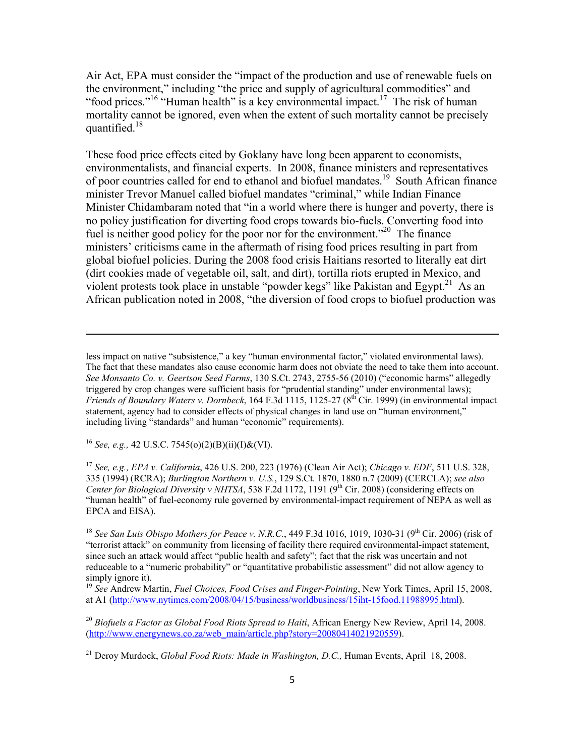Air Act, EPA must consider the "impact of the production and use of renewable fuels on the environment," including "the price and supply of agricultural commodities" and "food prices."[16] "Human health" is a key environmental impact.[17] The risk of human mortality cannot be ignored, even when the extent of such mortality cannot be precisely quantified.[18]

These food price effects cited by Goklany have long been apparent to economists, environmentalists, and financial experts. In 2008, finance ministers and representatives of poor countries called for end to ethanol and biofuel mandates.[19] South African finance minister Trevor Manuel called biofuel mandates "criminal," while Indian Finance Minister Chidambaram noted that "in a world where there is hunger and poverty, there is no policy justification for diverting food crops towards bio-fuels. Converting food into fuel is neither good policy for the poor nor for the environment."[20] The finance ministers' criticisms came in the aftermath of rising food prices resulting in part from global biofuel policies. During the 2008 food crisis Haitians resorted to literally eat dirt (dirt cookies made of vegetable oil, salt, and dirt), tortilla riots erupted in Mexico, and violent protests took place in unstable "powder kegs" like Pakistan and Egypt.[21] As an African publication noted in 2008, "the diversion of food crops to biofuel production was

---

less impact on native "subsistence," a key "human environmental factor," violated environmental laws). The fact that these mandates also cause economic harm does not obviate the need to take them into account. *See Monsanto Co. v. Geertson Seed Farms*, 130 S.Ct. 2743, 2755-56 (2010) ("economic harms" allegedly triggered by crop changes were sufficient basis for "prudential standing" under environmental laws); *Friends of Boundary Waters v. Dornbeck*, 164 F.3d 1115, 1125-27 (8th Cir. 1999) (in environmental impact statement, agency had to consider effects of physical changes in land use on "human environment," including living "standards" and human "economic" requirements).

[16] *See, e.g.,* 42 U.S.C. 7545(o)(2)(B)(ii)(I)&(VI).

[17] *See, e.g., EPA v. California*, 426 U.S. 200, 223 (1976) (Clean Air Act); *Chicago v. EDF*, 511 U.S. 328, 335 (1994) (RCRA); *Burlington Northern v. U.S.*, 129 S.Ct. 1870, 1880 n.7 (2009) (CERCLA); *see also Center for Biological Diversity v NHTSA*, 538 F.2d 1172, 1191 (9th Cir. 2008) (considering effects on "human health" of fuel-economy rule governed by environmental-impact requirement of NEPA as well as EPCA and EISA).

[18] *See San Luis Obispo Mothers for Peace v. N.R.C.*, 449 F.3d 1016, 1019, 1030-31 (9th Cir. 2006) (risk of "terrorist attack" on community from licensing of facility there required environmental-impact statement, since such an attack would affect "public health and safety"; fact that the risk was uncertain and not reduceable to a "numeric probability" or "quantitative probabilistic assessment" did not allow agency to simply ignore it).

[19] *See* Andrew Martin, *Fuel Choices, Food Crises and Finger-Pointing*, New York Times, April 15, 2008, at A1 (http://www.nytimes.com/2008/04/15/business/worldbusiness/15iht-15food.11988995.html).

[20] *Biofuels a Factor as Global Food Riots Spread to Haiti*, African Energy New Review, April 14, 2008. (http://www.energynews.co.za/web_main/article.php?story=20080414021920559).

[21] Deroy Murdock, *Global Food Riots: Made in Washington, D.C.,* Human Events, April 18, 2008.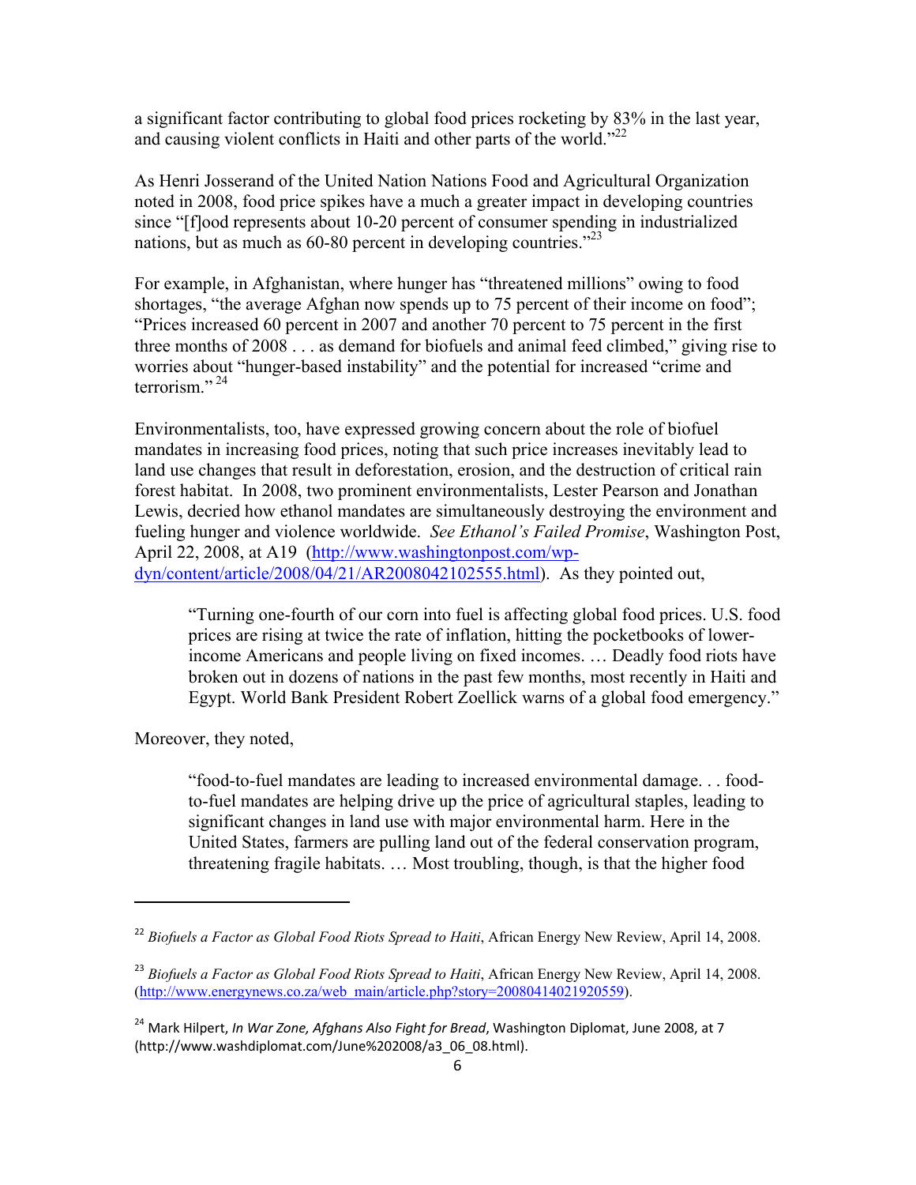a significant factor contributing to global food prices rocketing by 83% in the last year, and causing violent conflicts in Haiti and other parts of the world."[22]

As Henri Josserand of the United Nation Nations Food and Agricultural Organization noted in 2008, food price spikes have a much a greater impact in developing countries since "[f]ood represents about 10-20 percent of consumer spending in industrialized nations, but as much as 60-80 percent in developing countries."[23]

For example, in Afghanistan, where hunger has "threatened millions" owing to food shortages, "the average Afghan now spends up to 75 percent of their income on food"; "Prices increased 60 percent in 2007 and another 70 percent to 75 percent in the first three months of 2008 . . . as demand for biofuels and animal feed climbed," giving rise to worries about "hunger-based instability" and the potential for increased "crime and terrorism."[24]

Environmentalists, too, have expressed growing concern about the role of biofuel mandates in increasing food prices, noting that such price increases inevitably lead to land use changes that result in deforestation, erosion, and the destruction of critical rain forest habitat. In 2008, two prominent environmentalists, Lester Pearson and Jonathan Lewis, decried how ethanol mandates are simultaneously destroying the environment and fueling hunger and violence worldwide. *See Ethanol's Failed Promise*, Washington Post, April 22, 2008, at A19 (http://www.washingtonpost.com/wp-dyn/content/article/2008/04/21/AR2008042102555.html). As they pointed out,

> "Turning one-fourth of our corn into fuel is affecting global food prices. U.S. food prices are rising at twice the rate of inflation, hitting the pocketbooks of lower-income Americans and people living on fixed incomes. … Deadly food riots have broken out in dozens of nations in the past few months, most recently in Haiti and Egypt. World Bank President Robert Zoellick warns of a global food emergency."

Moreover, they noted,

> "food-to-fuel mandates are leading to increased environmental damage. . . food-to-fuel mandates are helping drive up the price of agricultural staples, leading to significant changes in land use with major environmental harm. Here in the United States, farmers are pulling land out of the federal conservation program, threatening fragile habitats. … Most troubling, though, is that the higher food

---

[22] *Biofuels a Factor as Global Food Riots Spread to Haiti*, African Energy New Review, April 14, 2008.

[23] *Biofuels a Factor as Global Food Riots Spread to Haiti*, African Energy New Review, April 14, 2008. (http://www.energynews.co.za/web_main/article.php?story=20080414021920559).

[24] Mark Hilpert, *In War Zone, Afghans Also Fight for Bread*, Washington Diplomat, June 2008, at 7 (http://www.washdiplomat.com/June%202008/a3_06_08.html).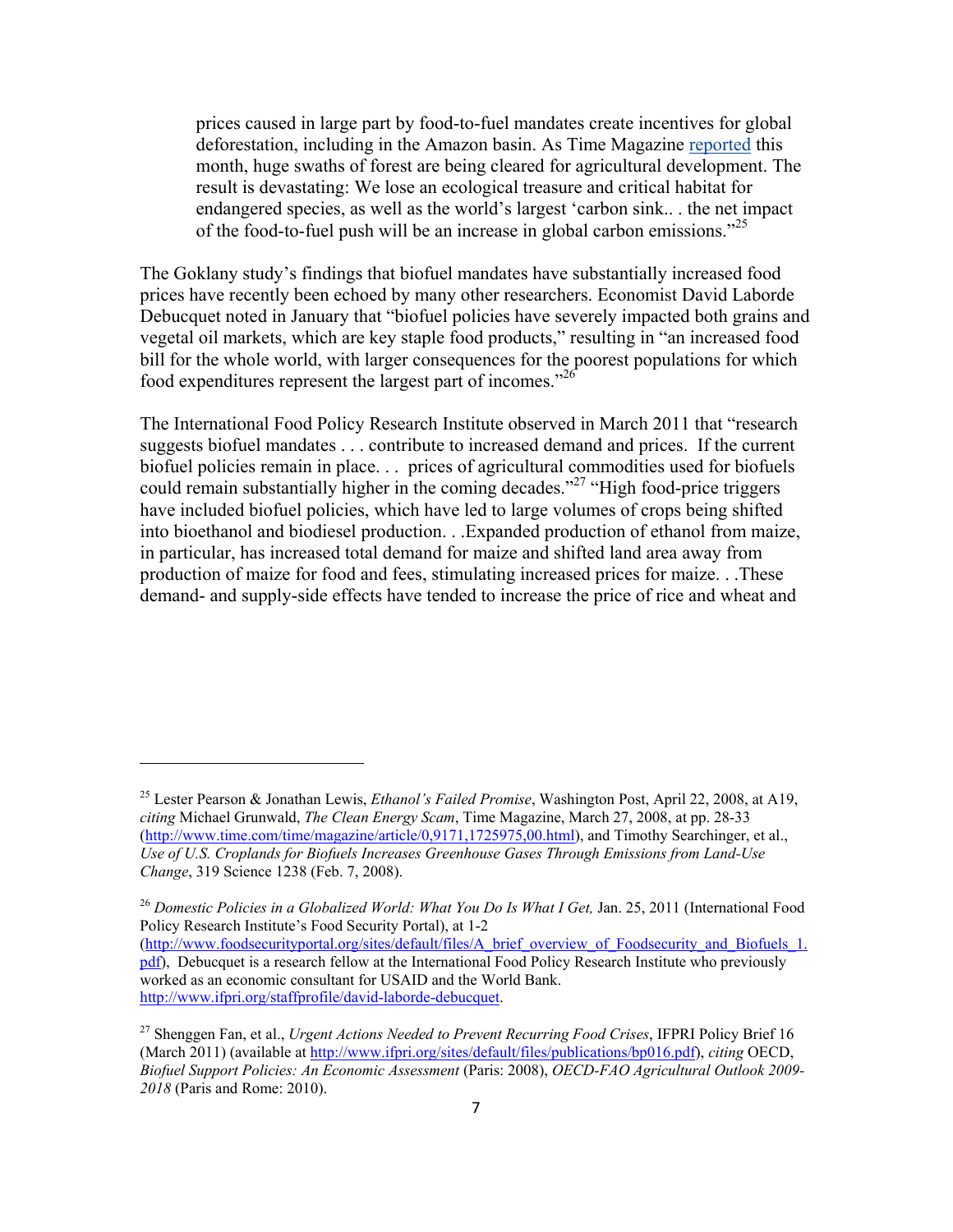> prices caused in large part by food-to-fuel mandates create incentives for global deforestation, including in the Amazon basin. As Time Magazine reported this month, huge swaths of forest are being cleared for agricultural development. The result is devastating: We lose an ecological treasure and critical habitat for endangered species, as well as the world's largest 'carbon sink.. . the net impact of the food-to-fuel push will be an increase in global carbon emissions."[25]

The Goklany study's findings that biofuel mandates have substantially increased food prices have recently been echoed by many other researchers. Economist David Laborde Debucquet noted in January that "biofuel policies have severely impacted both grains and vegetal oil markets, which are key staple food products," resulting in "an increased food bill for the whole world, with larger consequences for the poorest populations for which food expenditures represent the largest part of incomes."[26]

The International Food Policy Research Institute observed in March 2011 that "research suggests biofuel mandates . . . contribute to increased demand and prices. If the current biofuel policies remain in place. . . prices of agricultural commodities used for biofuels could remain substantially higher in the coming decades."[27] "High food-price triggers have included biofuel policies, which have led to large volumes of crops being shifted into bioethanol and biodiesel production. . .Expanded production of ethanol from maize, in particular, has increased total demand for maize and shifted land area away from production of maize for food and fees, stimulating increased prices for maize. . .These demand- and supply-side effects have tended to increase the price of rice and wheat and

---

[25] Lester Pearson & Jonathan Lewis, *Ethanol's Failed Promise*, Washington Post, April 22, 2008, at A19, *citing* Michael Grunwald, *The Clean Energy Scam*, Time Magazine, March 27, 2008, at pp. 28-33 (http://www.time.com/time/magazine/article/0,9171,1725975,00.html), and Timothy Searchinger, et al., *Use of U.S. Croplands for Biofuels Increases Greenhouse Gases Through Emissions from Land-Use Change*, 319 Science 1238 (Feb. 7, 2008).

[26] *Domestic Policies in a Globalized World: What You Do Is What I Get,* Jan. 25, 2011 (International Food Policy Research Institute's Food Security Portal), at 1-2 (http://www.foodsecurityportal.org/sites/default/files/A_brief_overview_of_Foodsecurity_and_Biofuels_1.pdf), Debucquet is a research fellow at the International Food Policy Research Institute who previously worked as an economic consultant for USAID and the World Bank. http://www.ifpri.org/staffprofile/david-laborde-debucquet.

[27] Shenggen Fan, et al., *Urgent Actions Needed to Prevent Recurring Food Crises*, IFPRI Policy Brief 16 (March 2011) (available at http://www.ifpri.org/sites/default/files/publications/bp016.pdf), *citing* OECD, *Biofuel Support Policies: An Economic Assessment* (Paris: 2008), *OECD-FAO Agricultural Outlook 2009-2018* (Paris and Rome: 2010).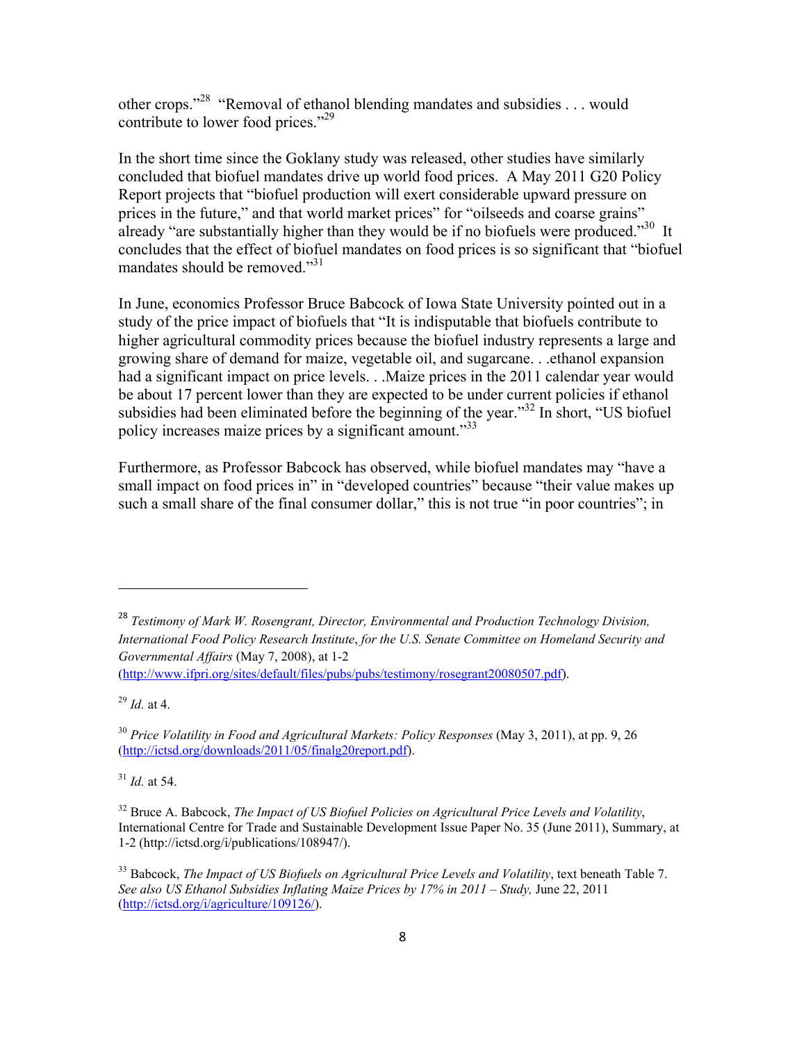other crops."[28] "Removal of ethanol blending mandates and subsidies . . . would contribute to lower food prices."[29]

In the short time since the Goklany study was released, other studies have similarly concluded that biofuel mandates drive up world food prices. A May 2011 G20 Policy Report projects that "biofuel production will exert considerable upward pressure on prices in the future," and that world market prices" for "oilseeds and coarse grains" already "are substantially higher than they would be if no biofuels were produced."[30] It concludes that the effect of biofuel mandates on food prices is so significant that "biofuel mandates should be removed."[31]

In June, economics Professor Bruce Babcock of Iowa State University pointed out in a study of the price impact of biofuels that "It is indisputable that biofuels contribute to higher agricultural commodity prices because the biofuel industry represents a large and growing share of demand for maize, vegetable oil, and sugarcane. . .ethanol expansion had a significant impact on price levels. . .Maize prices in the 2011 calendar year would be about 17 percent lower than they are expected to be under current policies if ethanol subsidies had been eliminated before the beginning of the year."[32] In short, "US biofuel policy increases maize prices by a significant amount."[33]

Furthermore, as Professor Babcock has observed, while biofuel mandates may "have a small impact on food prices in" in "developed countries" because "their value makes up such a small share of the final consumer dollar," this is not true "in poor countries"; in

---

[28] *Testimony of Mark W. Rosengrant, Director, Environmental and Production Technology Division, International Food Policy Research Institute*, *for the U.S. Senate Committee on Homeland Security and Governmental Affairs* (May 7, 2008), at 1-2 (http://www.ifpri.org/sites/default/files/pubs/pubs/testimony/rosegrant20080507.pdf).

[29] *Id.* at 4.

[30] *Price Volatility in Food and Agricultural Markets: Policy Responses* (May 3, 2011), at pp. 9, 26 (http://ictsd.org/downloads/2011/05/finalg20report.pdf).

[31] *Id.* at 54.

[32] Bruce A. Babcock, *The Impact of US Biofuel Policies on Agricultural Price Levels and Volatility*, International Centre for Trade and Sustainable Development Issue Paper No. 35 (June 2011), Summary, at 1-2 (http://ictsd.org/i/publications/108947/).

[33] Babcock, *The Impact of US Biofuels on Agricultural Price Levels and Volatility*, text beneath Table 7. *See also US Ethanol Subsidies Inflating Maize Prices by 17% in 2011 – Study,* June 22, 2011 (http://ictsd.org/i/agriculture/109126/).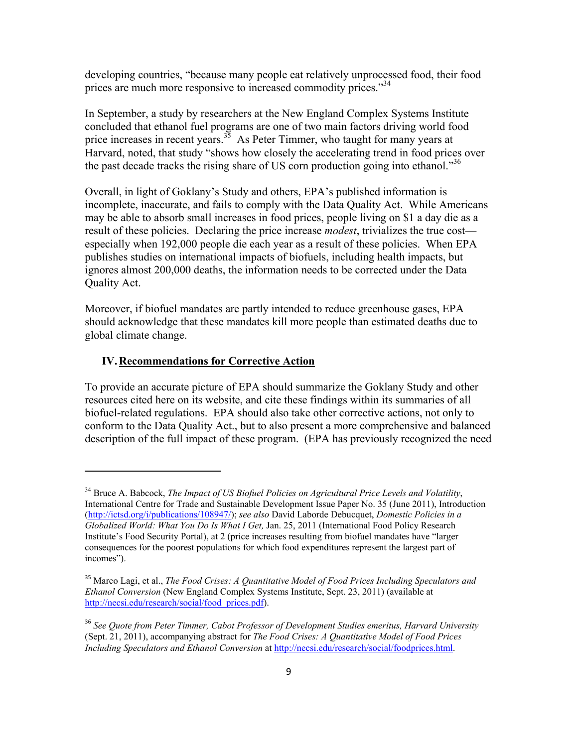developing countries, "because many people eat relatively unprocessed food, their food prices are much more responsive to increased commodity prices."[34]

In September, a study by researchers at the New England Complex Systems Institute concluded that ethanol fuel programs are one of two main factors driving world food price increases in recent years.[35] As Peter Timmer, who taught for many years at Harvard, noted, that study "shows how closely the accelerating trend in food prices over the past decade tracks the rising share of US corn production going into ethanol."[36]

Overall, in light of Goklany's Study and others, EPA's published information is incomplete, inaccurate, and fails to comply with the Data Quality Act. While Americans may be able to absorb small increases in food prices, people living on $1 a day die as a result of these policies. Declaring the price increase *modest*, trivializes the true cost—especially when 192,000 people die each year as a result of these policies. When EPA publishes studies on international impacts of biofuels, including health impacts, but ignores almost 200,000 deaths, the information needs to be corrected under the Data Quality Act.

Moreover, if biofuel mandates are partly intended to reduce greenhouse gases, EPA should acknowledge that these mandates kill more people than estimated deaths due to global climate change.

## IV. Recommendations for Corrective Action

To provide an accurate picture of EPA should summarize the Goklany Study and other resources cited here on its website, and cite these findings within its summaries of all biofuel-related regulations. EPA should also take other corrective actions, not only to conform to the Data Quality Act., but to also present a more comprehensive and balanced description of the full impact of these program. (EPA has previously recognized the need

---

[34] Bruce A. Babcock, *The Impact of US Biofuel Policies on Agricultural Price Levels and Volatility*, International Centre for Trade and Sustainable Development Issue Paper No. 35 (June 2011), Introduction (http://ictsd.org/i/publications/108947/); *see also* David Laborde Debucquet, *Domestic Policies in a Globalized World: What You Do Is What I Get,* Jan. 25, 2011 (International Food Policy Research Institute's Food Security Portal), at 2 (price increases resulting from biofuel mandates have "larger consequences for the poorest populations for which food expenditures represent the largest part of incomes").

[35] Marco Lagi, et al., *The Food Crises: A Quantitative Model of Food Prices Including Speculators and Ethanol Conversion* (New England Complex Systems Institute, Sept. 23, 2011) (available at http://necsi.edu/research/social/food_prices.pdf).

[36] *See Quote from Peter Timmer, Cabot Professor of Development Studies emeritus, Harvard University* (Sept. 21, 2011), accompanying abstract for *The Food Crises: A Quantitative Model of Food Prices Including Speculators and Ethanol Conversion* at http://necsi.edu/research/social/foodprices.html.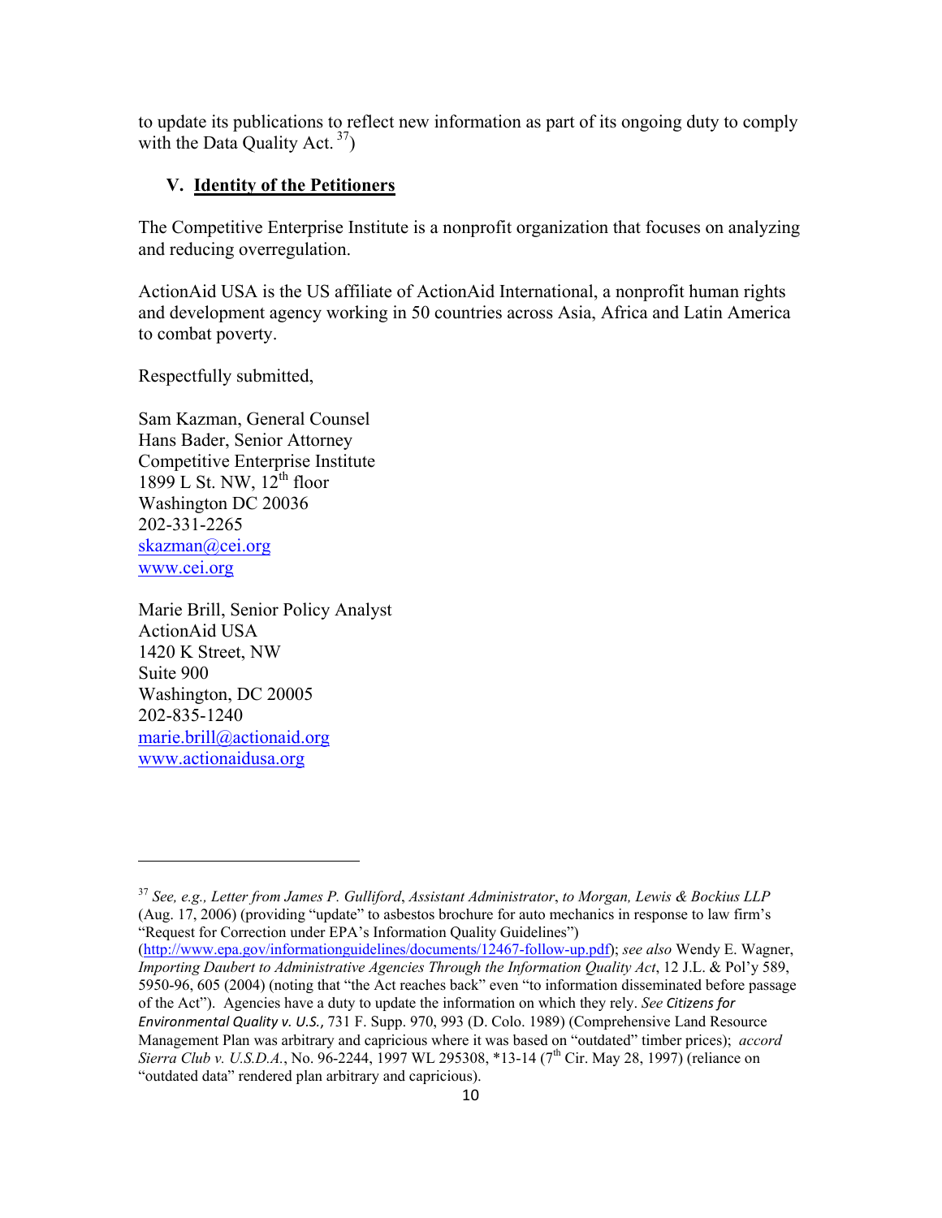to update its publications to reflect new information as part of its ongoing duty to comply with the Data Quality Act. [37])

## V. Identity of the Petitioners

The Competitive Enterprise Institute is a nonprofit organization that focuses on analyzing and reducing overregulation.

ActionAid USA is the US affiliate of ActionAid International, a nonprofit human rights and development agency working in 50 countries across Asia, Africa and Latin America to combat poverty.

Respectfully submitted,

Sam Kazman, General Counsel
Hans Bader, Senior Attorney
Competitive Enterprise Institute
1899 L St. NW, 12th floor
Washington DC 20036
202-331-2265
skazman@cei.org
www.cei.org

Marie Brill, Senior Policy Analyst
ActionAid USA
1420 K Street, NW
Suite 900
Washington, DC 20005
202-835-1240
marie.brill@actionaid.org
www.actionaidusa.org

---

[37] *See, e.g., Letter from James P. Gulliford*, *Assistant Administrator*, *to Morgan, Lewis & Bockius LLP* (Aug. 17, 2006) (providing "update" to asbestos brochure for auto mechanics in response to law firm's "Request for Correction under EPA's Information Quality Guidelines") (http://www.epa.gov/informationguidelines/documents/12467-follow-up.pdf); *see also* Wendy E. Wagner, *Importing Daubert to Administrative Agencies Through the Information Quality Act*, 12 J.L. & Pol'y 589, 5950-96, 605 (2004) (noting that "the Act reaches back" even "to information disseminated before passage of the Act"). Agencies have a duty to update the information on which they rely. *See Citizens for Environmental Quality v. U.S.*, 731 F. Supp. 970, 993 (D. Colo. 1989) (Comprehensive Land Resource Management Plan was arbitrary and capricious where it was based on "outdated" timber prices); *accord Sierra Club v. U.S.D.A.*, No. 96-2244, 1997 WL 295308, *13-14 (7th Cir. May 28, 1997) (reliance on "outdated data" rendered plan arbitrary and capricious).